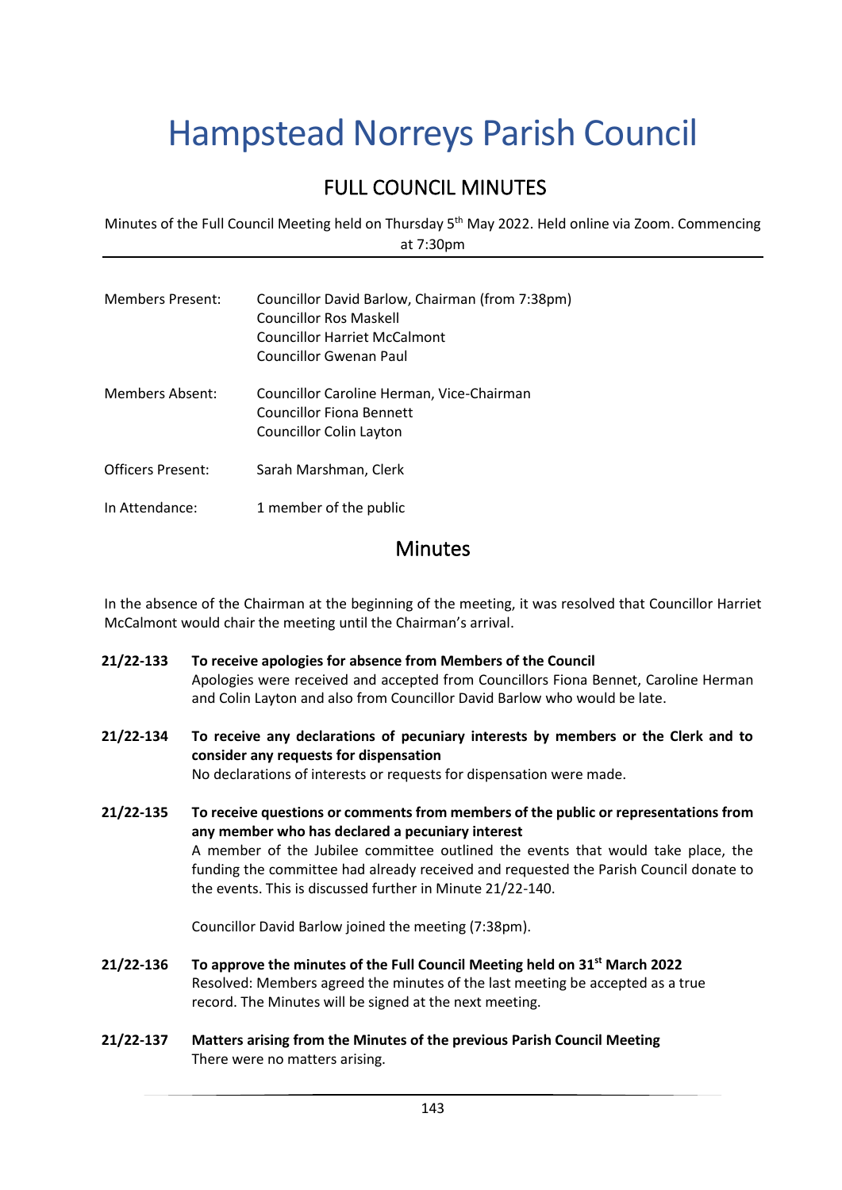# Hampstead Norreys Parish Council

## FULL COUNCIL MINUTES

Minutes of the Full Council Meeting held on Thursday 5th May 2022. Held online via Zoom. Commencing at 7:30pm

| | |
|---|---|
| Members Present: | Councillor David Barlow, Chairman (from 7:38pm)<br>Councillor Ros Maskell<br>Councillor Harriet McCalmont<br>Councillor Gwenan Paul |
| Members Absent: | Councillor Caroline Herman, Vice-Chairman<br>Councillor Fiona Bennett<br>Councillor Colin Layton |
| Officers Present: | Sarah Marshman, Clerk |
| In Attendance: | 1 member of the public |

## Minutes

In the absence of the Chairman at the beginning of the meeting, it was resolved that Councillor Harriet McCalmont would chair the meeting until the Chairman's arrival.

**21/22-133 To receive apologies for absence from Members of the Council**
Apologies were received and accepted from Councillors Fiona Bennet, Caroline Herman and Colin Layton and also from Councillor David Barlow who would be late.

**21/22-134 To receive any declarations of pecuniary interests by members or the Clerk and to consider any requests for dispensation**
No declarations of interests or requests for dispensation were made.

**21/22-135 To receive questions or comments from members of the public or representations from any member who has declared a pecuniary interest**
A member of the Jubilee committee outlined the events that would take place, the funding the committee had already received and requested the Parish Council donate to the events. This is discussed further in Minute 21/22-140.

Councillor David Barlow joined the meeting (7:38pm).

**21/22-136 To approve the minutes of the Full Council Meeting held on 31st March 2022**
Resolved: Members agreed the minutes of the last meeting be accepted as a true record. The Minutes will be signed at the next meeting.

**21/22-137 Matters arising from the Minutes of the previous Parish Council Meeting**
There were no matters arising.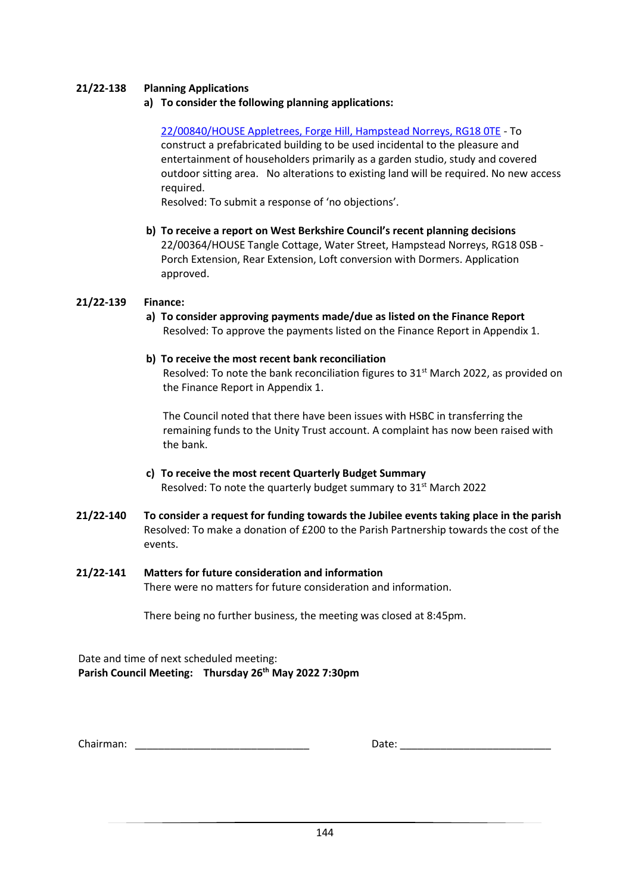**21/22-138 Planning Applications**

**a) To consider the following planning applications:**

[22/00840/HOUSE Appletrees, Forge Hill, Hampstead Norreys, RG18 0TE] - To construct a prefabricated building to be used incidental to the pleasure and entertainment of householders primarily as a garden studio, study and covered outdoor sitting area. No alterations to existing land will be required. No new access required.

Resolved: To submit a response of 'no objections'.

**b) To receive a report on West Berkshire Council's recent planning decisions**

22/00364/HOUSE Tangle Cottage, Water Street, Hampstead Norreys, RG18 0SB - Porch Extension, Rear Extension, Loft conversion with Dormers. Application approved.

**21/22-139 Finance:**

**a) To consider approving payments made/due as listed on the Finance Report**

Resolved: To approve the payments listed on the Finance Report in Appendix 1.

**b) To receive the most recent bank reconciliation**

Resolved: To note the bank reconciliation figures to 31st March 2022, as provided on the Finance Report in Appendix 1.

The Council noted that there have been issues with HSBC in transferring the remaining funds to the Unity Trust account. A complaint has now been raised with the bank.

**c) To receive the most recent Quarterly Budget Summary**

Resolved: To note the quarterly budget summary to 31st March 2022

**21/22-140 To consider a request for funding towards the Jubilee events taking place in the parish**

Resolved: To make a donation of £200 to the Parish Partnership towards the cost of the events.

**21/22-141 Matters for future consideration and information**

There were no matters for future consideration and information.

There being no further business, the meeting was closed at 8:45pm.

Date and time of next scheduled meeting:

**Parish Council Meeting: Thursday 26th May 2022 7:30pm**

Chairman: ______________________________ Date: __________________________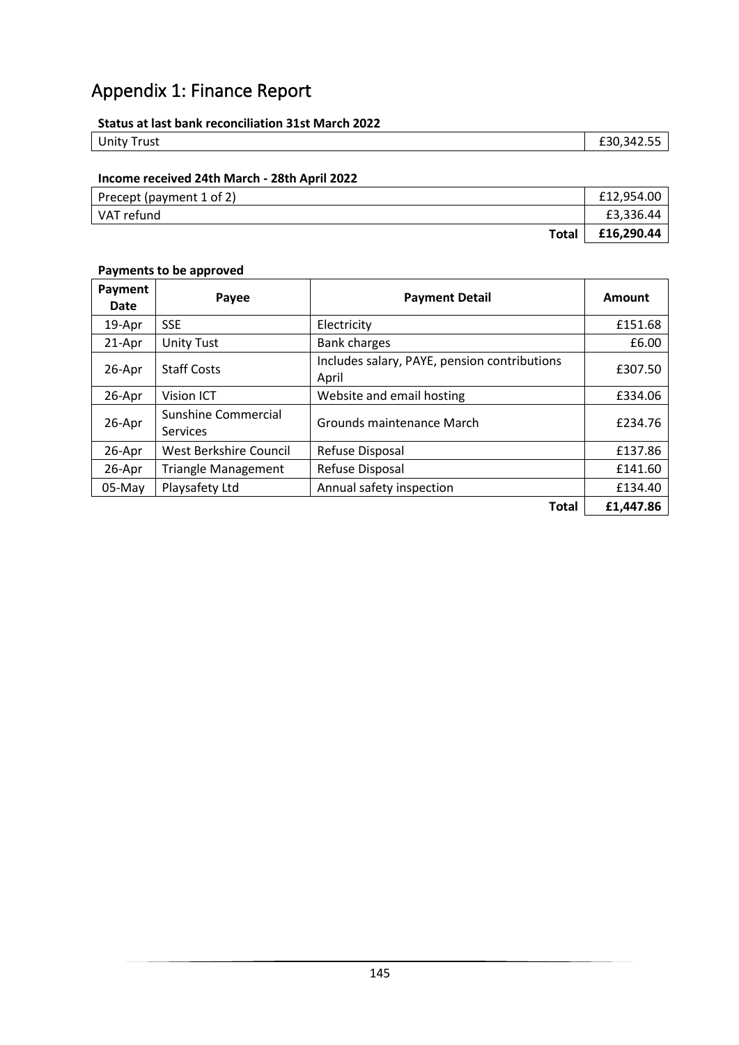# Appendix 1: Finance Report

**Status at last bank reconciliation 31st March 2022**

| | |
|---|---|
| Unity Trust | £30,342.55 |

**Income received 24th March - 28th April 2022**

| | |
|---|---|
| Precept (payment 1 of 2) | £12,954.00 |
| VAT refund | £3,336.44 |
| **Total** | **£16,290.44** |

**Payments to be approved**

| Payment Date | Payee | Payment Detail | Amount |
|---|---|---|---|
| 19-Apr | SSE | Electricity | £151.68 |
| 21-Apr | Unity Tust | Bank charges | £6.00 |
| 26-Apr | Staff Costs | Includes salary, PAYE, pension contributions April | £307.50 |
| 26-Apr | Vision ICT | Website and email hosting | £334.06 |
| 26-Apr | Sunshine Commercial Services | Grounds maintenance March | £234.76 |
| 26-Apr | West Berkshire Council | Refuse Disposal | £137.86 |
| 26-Apr | Triangle Management | Refuse Disposal | £141.60 |
| 05-May | Playsafety Ltd | Annual safety inspection | £134.40 |
| | | **Total** | **£1,447.86** |